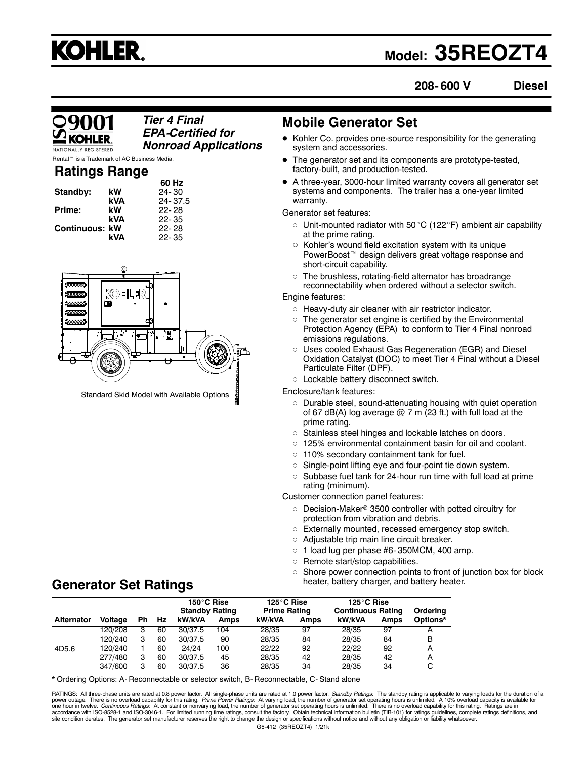# KOHLER

## Model: 35REOZT4

**208-600 V** **Diesel**

*Tier 4 Final EPA-Certified for Nonroad Applications*

Rental™ is a Trademark of AC Business Media.

## Ratings Range

| | | 60 Hz |
|---|---|---|
| **Standby:** | **kW** | 24-30 |
| | **kVA** | 24-37.5 |
| **Prime:** | **kW** | 22-28 |
| | **kVA** | 22-35 |
| **Continuous:** | **kW** | 22-28 |
| | **kVA** | 22-35 |

Standard Skid Model with Available Options

## Mobile Generator Set

- Kohler Co. provides one-source responsibility for the generating system and accessories.
- The generator set and its components are prototype-tested, factory-built, and production-tested.
- A three-year, 3000-hour limited warranty covers all generator set systems and components. The trailer has a one-year limited warranty.

Generator set features:

- Unit-mounted radiator with 50°C (122°F) ambient air capability at the prime rating.
- Kohler's wound field excitation system with its unique PowerBoost™ design delivers great voltage response and short-circuit capability.
- The brushless, rotating-field alternator has broadrange reconnectability when ordered without a selector switch.

Engine features:

- Heavy-duty air cleaner with air restrictor indicator.
- The generator set engine is certified by the Environmental Protection Agency (EPA) to conform to Tier 4 Final nonroad emissions regulations.
- Uses cooled Exhaust Gas Regeneration (EGR) and Diesel Oxidation Catalyst (DOC) to meet Tier 4 Final without a Diesel Particulate Filter (DPF).
- Lockable battery disconnect switch.

Enclosure/tank features:

- Durable steel, sound-attenuating housing with quiet operation of 67 dB(A) log average @ 7 m (23 ft.) with full load at the prime rating.
- Stainless steel hinges and lockable latches on doors.
- 125% environmental containment basin for oil and coolant.
- 110% secondary containment tank for fuel.
- Single-point lifting eye and four-point tie down system.
- Subbase fuel tank for 24-hour run time with full load at prime rating (minimum).

Customer connection panel features:

- Decision-Maker® 3500 controller with potted circuitry for protection from vibration and debris.
- Externally mounted, recessed emergency stop switch.
- Adjustable trip main line circuit breaker.
- 1 load lug per phase #6-350MCM, 400 amp.
- Remote start/stop capabilities.
- Shore power connection points to front of junction box for block heater, battery charger, and battery heater.

## Generator Set Ratings

| | | | | 150°C Rise Standby Rating | | 125°C Rise Prime Rating | | 125°C Rise Continuous Rating | | |
|---|---|---|---|---|---|---|---|---|---|---|
| **Alternator** | **Voltage** | **Ph** | **Hz** | **kW/kVA** | **Amps** | **kW/kVA** | **Amps** | **kW/kVA** | **Amps** | **Ordering Options*** |
| 4D5.6 | 120/208 | 3 | 60 | 30/37.5 | 104 | 28/35 | 97 | 28/35 | 97 | A |
| | 120/240 | 3 | 60 | 30/37.5 | 90 | 28/35 | 84 | 28/35 | 84 | B |
| | 120/240 | 1 | 60 | 24/24 | 100 | 22/22 | 92 | 22/22 | 92 | A |
| | 277/480 | 3 | 60 | 30/37.5 | 45 | 28/35 | 42 | 28/35 | 42 | A |
| | 347/600 | 3 | 60 | 30/37.5 | 36 | 28/35 | 34 | 28/35 | 34 | C |

* Ordering Options: A- Reconnectable or selector switch, B- Reconnectable, C- Stand alone

RATINGS: All three-phase units are rated at 0.8 power factor. All single-phase units are rated at 1.0 power factor. *Standby Ratings:* The standby rating is applicable to varying loads for the duration of a power outage. There is no overload capability for this rating. *Prime Power Ratings:* At varying load, the number of generator set operating hours is unlimited. A 10% overload capacity is available for one hour in twelve. *Continuous Ratings:* At constant or nonvarying load, the number of generator set operating hours is unlimited. There is no overload capability for this rating. Ratings are in accordance with ISO-8528-1 and ISO-3046-1. For limited running time ratings, consult the factory. Obtain technical information bulletin (TIB-101) for ratings guidelines, complete ratings definitions, and site condition derates. The generator set manufacturer reserves the right to change the design or specifications without notice and without any obligation or liability whatsoever.

G5-412 (35REOZT4) 1/21k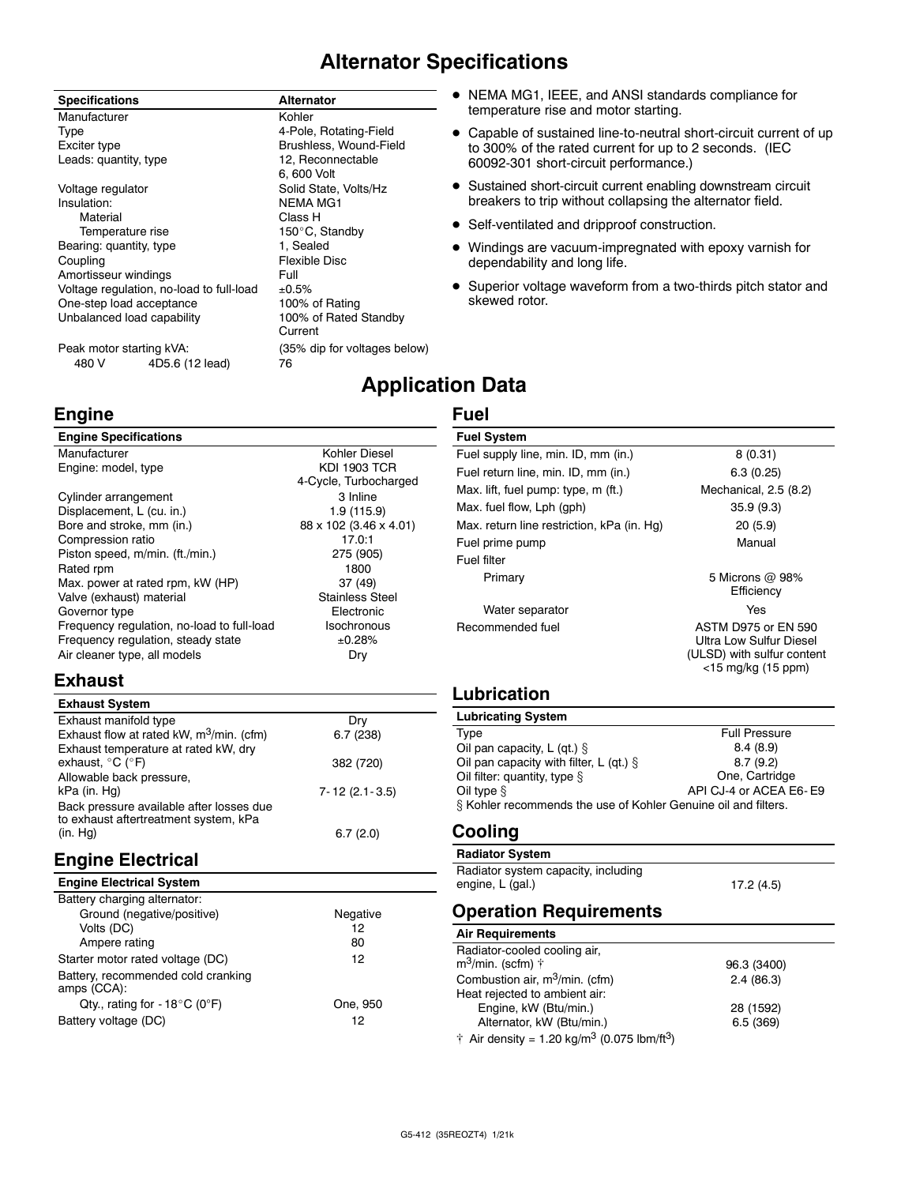# Alternator Specifications

| Specifications | Alternator |
|---|---|
| Manufacturer | Kohler |
| Type | 4-Pole, Rotating-Field |
| Exciter type | Brushless, Wound-Field |
| Leads: quantity, type | 12, Reconnectable 6, 600 Volt |
| Voltage regulator | Solid State, Volts/Hz |
| Insulation: | NEMA MG1 |
| Material | Class H |
| Temperature rise | 150°C, Standby |
| Bearing: quantity, type | 1, Sealed |
| Coupling | Flexible Disc |
| Amortisseur windings | Full |
| Voltage regulation, no-load to full-load | ±0.5% |
| One-step load acceptance | 100% of Rating |
| Unbalanced load capability | 100% of Rated Standby Current |
| Peak motor starting kVA: | (35% dip for voltages below) |
| 480 V 4D5.6 (12 lead) | 76 |

- NEMA MG1, IEEE, and ANSI standards compliance for temperature rise and motor starting.
- Capable of sustained line-to-neutral short-circuit current of up to 300% of the rated current for up to 2 seconds. (IEC 60092-301 short-circuit performance.)
- Sustained short-circuit current enabling downstream circuit breakers to trip without collapsing the alternator field.
- Self-ventilated and dripproof construction.
- Windings are vacuum-impregnated with epoxy varnish for dependability and long life.
- Superior voltage waveform from a two-thirds pitch stator and skewed rotor.

# Application Data

## Engine

| Engine Specifications | |
|---|---|
| Manufacturer | Kohler Diesel |
| Engine: model, type | KDI 1903 TCR 4-Cycle, Turbocharged |
| Cylinder arrangement | 3 Inline |
| Displacement, L (cu. in.) | 1.9 (115.9) |
| Bore and stroke, mm (in.) | 88 x 102 (3.46 x 4.01) |
| Compression ratio | 17.0:1 |
| Piston speed, m/min. (ft./min.) | 275 (905) |
| Rated rpm | 1800 |
| Max. power at rated rpm, kW (HP) | 37 (49) |
| Valve (exhaust) material | Stainless Steel |
| Governor type | Electronic |
| Frequency regulation, no-load to full-load | Isochronous |
| Frequency regulation, steady state | ±0.28% |
| Air cleaner type, all models | Dry |

## Exhaust

| Exhaust System | |
|---|---|
| Exhaust manifold type | Dry |
| Exhaust flow at rated kW, $m^3$/min. (cfm) | 6.7 (238) |
| Exhaust temperature at rated kW, dry exhaust, °C (°F) | 382 (720) |
| Allowable back pressure, kPa (in. Hg) | 7-12 (2.1-3.5) |
| Back pressure available after losses due to exhaust aftertreatment system, kPa (in. Hg) | 6.7 (2.0) |

## Engine Electrical

| Engine Electrical System | |
|---|---|
| Battery charging alternator: | |
| Ground (negative/positive) | Negative |
| Volts (DC) | 12 |
| Ampere rating | 80 |
| Starter motor rated voltage (DC) | 12 |
| Battery, recommended cold cranking amps (CCA): | |
| Qty., rating for -18°C (0°F) | One, 950 |
| Battery voltage (DC) | 12 |

## Fuel

| Fuel System | |
|---|---|
| Fuel supply line, min. ID, mm (in.) | 8 (0.31) |
| Fuel return line, min. ID, mm (in.) | 6.3 (0.25) |
| Max. lift, fuel pump: type, m (ft.) | Mechanical, 2.5 (8.2) |
| Max. fuel flow, Lph (gph) | 35.9 (9.3) |
| Max. return line restriction, kPa (in. Hg) | 20 (5.9) |
| Fuel prime pump | Manual |
| Fuel filter | |
| Primary | 5 Microns @ 98% Efficiency |
| Water separator | Yes |
| Recommended fuel | ASTM D975 or EN 590 Ultra Low Sulfur Diesel (ULSD) with sulfur content <15 mg/kg (15 ppm) |

## Lubrication

| Lubricating System | |
|---|---|
| Type | Full Pressure |
| Oil pan capacity, L (qt.) § | 8.4 (8.9) |
| Oil pan capacity with filter, L (qt.) § | 8.7 (9.2) |
| Oil filter: quantity, type § | One, Cartridge |
| Oil type § | API CJ-4 or ACEA E6-E9 |

§ Kohler recommends the use of Kohler Genuine oil and filters.

## Cooling

| Radiator System | |
|---|---|
| Radiator system capacity, including engine, L (gal.) | 17.2 (4.5) |

## Operation Requirements

| Air Requirements | |
|---|---|
| Radiator-cooled cooling air, $m^3$/min. (scfm) † | 96.3 (3400) |
| Combustion air, $m^3$/min. (cfm) | 2.4 (86.3) |
| Heat rejected to ambient air: | |
| Engine, kW (Btu/min.) | 28 (1592) |
| Alternator, kW (Btu/min.) | 6.5 (369) |

† Air density = 1.20 kg/$m^3$ (0.075 lbm/$ft^3$)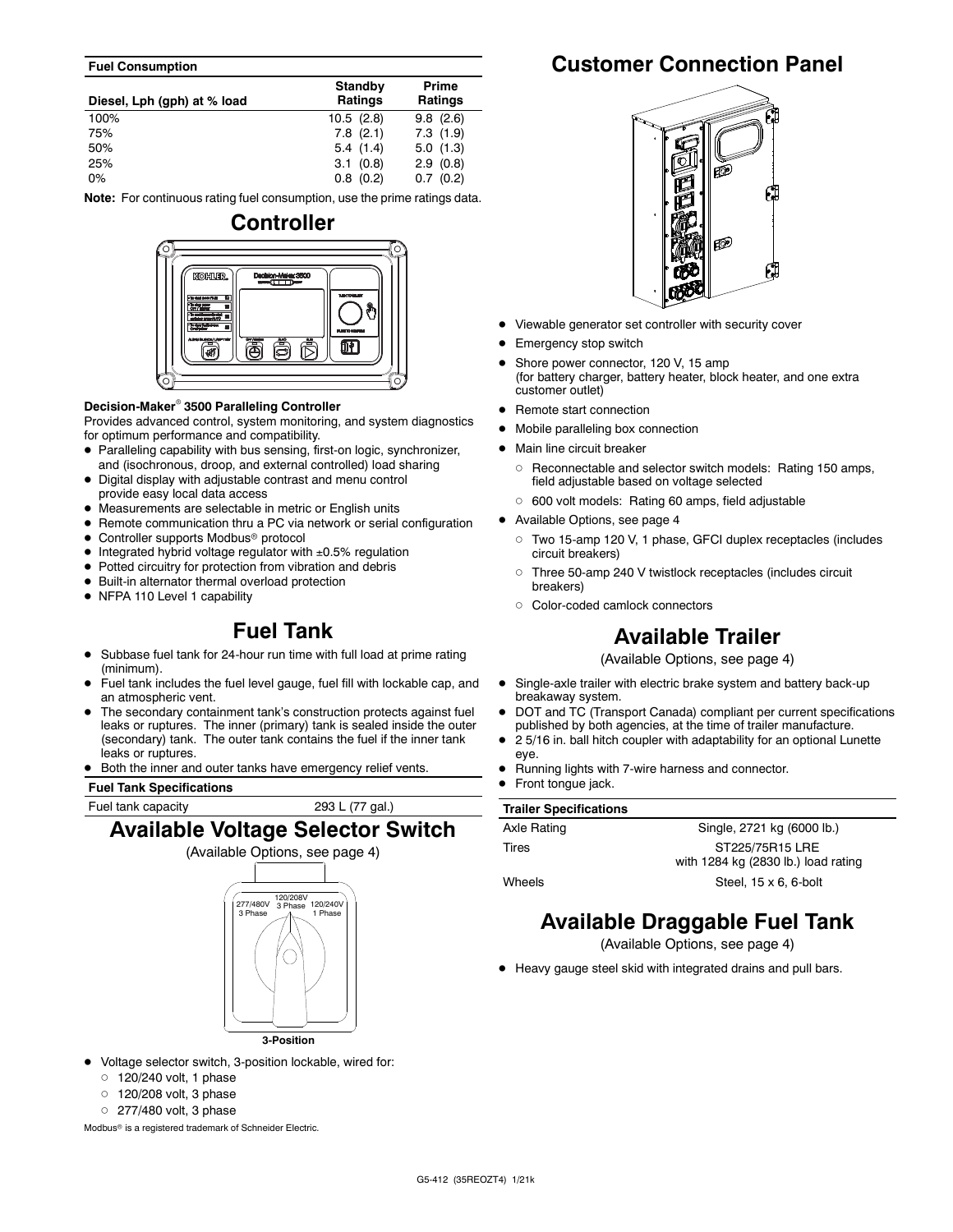| Fuel Consumption | | |
|---|---|---|
| Diesel, Lph (gph) at % load | Standby Ratings | Prime Ratings |
| 100% | 10.5 (2.8) | 9.8 (2.6) |
| 75% | 7.8 (2.1) | 7.3 (1.9) |
| 50% | 5.4 (1.4) | 5.0 (1.3) |
| 25% | 3.1 (0.8) | 2.9 (0.8) |
| 0% | 0.8 (0.2) | 0.7 (0.2) |

**Note:** For continuous rating fuel consumption, use the prime ratings data.

## Controller

**Decision-Maker® 3500 Paralleling Controller**

Provides advanced control, system monitoring, and system diagnostics for optimum performance and compatibility.

- Paralleling capability with bus sensing, first-on logic, synchronizer, and (isochronous, droop, and external controlled) load sharing
- Digital display with adjustable contrast and menu control provide easy local data access
- Measurements are selectable in metric or English units
- Remote communication thru a PC via network or serial configuration
- Controller supports Modbus® protocol
- Integrated hybrid voltage regulator with ±0.5% regulation
- Potted circuitry for protection from vibration and debris
- Built-in alternator thermal overload protection
- NFPA 110 Level 1 capability

## Fuel Tank

- Subbase fuel tank for 24-hour run time with full load at prime rating (minimum).
- Fuel tank includes the fuel level gauge, fuel fill with lockable cap, and an atmospheric vent.
- The secondary containment tank's construction protects against fuel leaks or ruptures. The inner (primary) tank is sealed inside the outer (secondary) tank. The outer tank contains the fuel if the inner tank leaks or ruptures.
- Both the inner and outer tanks have emergency relief vents.

| Fuel Tank Specifications | |
|---|---|
| Fuel tank capacity | 293 L (77 gal.) |

## Available Voltage Selector Switch

(Available Options, see page 4)

277/480V 3 Phase | 120/208V 3 Phase | 120/240V 1 Phase

3-Position

- Voltage selector switch, 3-position lockable, wired for:
  - 120/240 volt, 1 phase
  - 120/208 volt, 3 phase
  - 277/480 volt, 3 phase

Modbus® is a registered trademark of Schneider Electric.

## Customer Connection Panel

- Viewable generator set controller with security cover
- Emergency stop switch
- Shore power connector, 120 V, 15 amp (for battery charger, battery heater, block heater, and one extra customer outlet)
- Remote start connection
- Mobile paralleling box connection
- Main line circuit breaker
  - Reconnectable and selector switch models: Rating 150 amps, field adjustable based on voltage selected
  - 600 volt models: Rating 60 amps, field adjustable
- Available Options, see page 4
  - Two 15-amp 120 V, 1 phase, GFCI duplex receptacles (includes circuit breakers)
  - Three 50-amp 240 V twistlock receptacles (includes circuit breakers)
  - Color-coded camlock connectors

## Available Trailer

(Available Options, see page 4)

- Single-axle trailer with electric brake system and battery back-up breakaway system.
- DOT and TC (Transport Canada) compliant per current specifications published by both agencies, at the time of trailer manufacture.
- 2 5/16 in. ball hitch coupler with adaptability for an optional Lunette eye.
- Running lights with 7-wire harness and connector.
- Front tongue jack.

| Trailer Specifications | |
|---|---|
| Axle Rating | Single, 2721 kg (6000 lb.) |
| Tires | ST225/75R15 LRE with 1284 kg (2830 lb.) load rating |
| Wheels | Steel, 15 x 6, 6-bolt |

## Available Draggable Fuel Tank

(Available Options, see page 4)

- Heavy gauge steel skid with integrated drains and pull bars.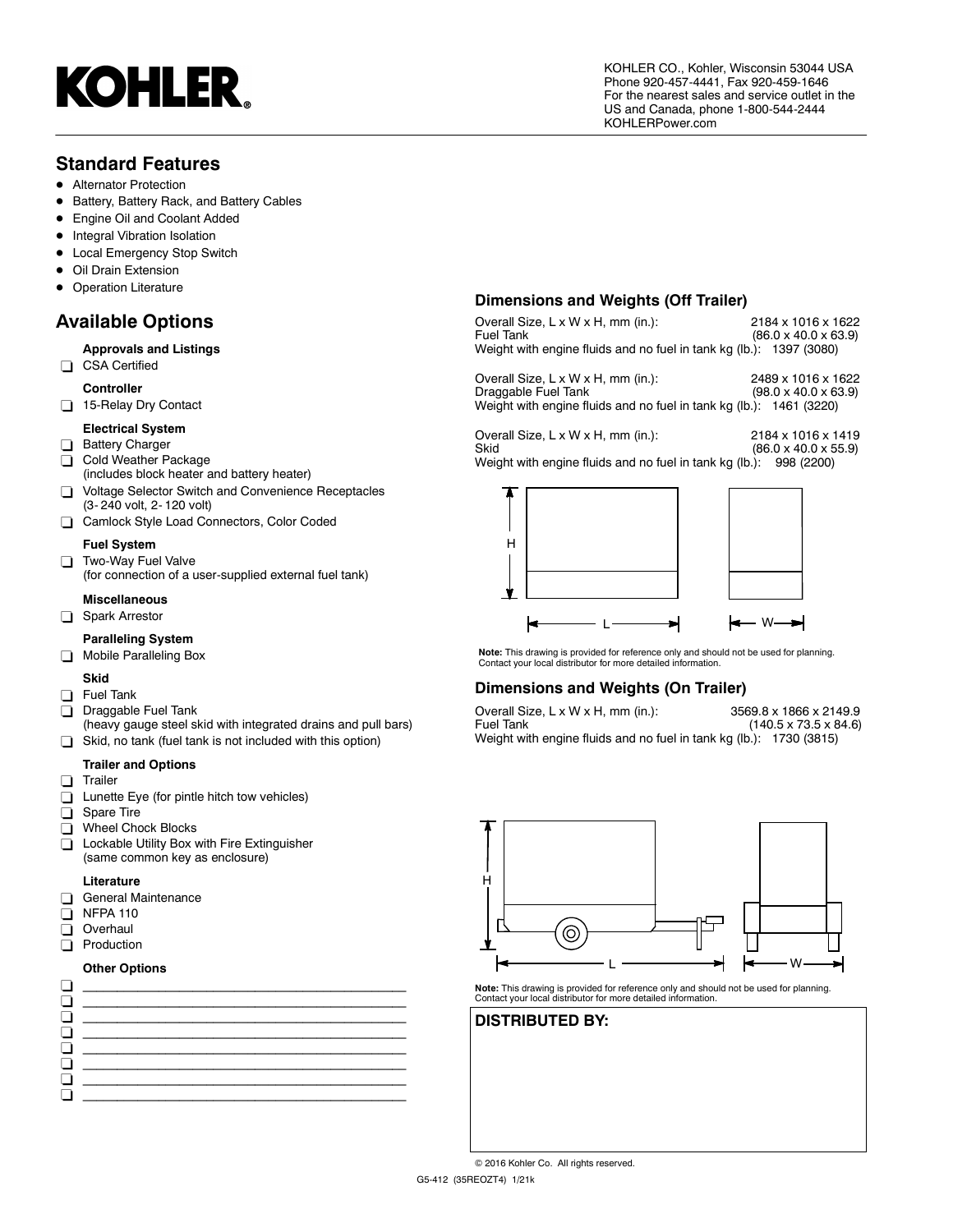KOHLER CO., Kohler, Wisconsin 53044 USA
Phone 920-457-4441, Fax 920-459-1646
For the nearest sales and service outlet in the US and Canada, phone 1-800-544-2444
KOHLERPower.com

## Standard Features

- Alternator Protection
- Battery, Battery Rack, and Battery Cables
- Engine Oil and Coolant Added
- Integral Vibration Isolation
- Local Emergency Stop Switch
- Oil Drain Extension
- Operation Literature

## Available Options

**Approvals and Listings**

- ❑ CSA Certified

**Controller**

- ❑ 15-Relay Dry Contact

**Electrical System**

- ❑ Battery Charger
- ❑ Cold Weather Package (includes block heater and battery heater)
- ❑ Voltage Selector Switch and Convenience Receptacles (3- 240 volt, 2- 120 volt)
- ❑ Camlock Style Load Connectors, Color Coded

**Fuel System**

- ❑ Two-Way Fuel Valve (for connection of a user-supplied external fuel tank)

**Miscellaneous**

- ❑ Spark Arrestor

**Paralleling System**

- ❑ Mobile Paralleling Box

**Skid**

- ❑ Fuel Tank
- ❑ Draggable Fuel Tank (heavy gauge steel skid with integrated drains and pull bars)
- ❑ Skid, no tank (fuel tank is not included with this option)

**Trailer and Options**

- ❑ Trailer
- ❑ Lunette Eye (for pintle hitch tow vehicles)
- ❑ Spare Tire
- ❑ Wheel Chock Blocks
- ❑ Lockable Utility Box with Fire Extinguisher (same common key as enclosure)

**Literature**

- ❑ General Maintenance
- ❑ NFPA 110
- ❑ Overhaul
- ❑ Production

**Other Options**

- ❑ ____________________________________________
- ❑ ____________________________________________
- ❑ ____________________________________________
- ❑ ____________________________________________
- ❑ ____________________________________________
- ❑ ____________________________________________
- ❑ ____________________________________________
- ❑ ____________________________________________

## Dimensions and Weights (Off Trailer)

Overall Size, L x W x H, mm (in.): 2184 x 1016 x 1622
Fuel Tank (86.0 x 40.0 x 63.9)
Weight with engine fluids and no fuel in tank kg (lb.): 1397 (3080)

Overall Size, L x W x H, mm (in.): 2489 x 1016 x 1622
Draggable Fuel Tank (98.0 x 40.0 x 63.9)
Weight with engine fluids and no fuel in tank kg (lb.): 1461 (3220)

Overall Size, L x W x H, mm (in.): 2184 x 1016 x 1419
Skid (86.0 x 40.0 x 55.9)
Weight with engine fluids and no fuel in tank kg (lb.): 998 (2200)

H

L

W

**Note:** This drawing is provided for reference only and should not be used for planning. Contact your local distributor for more detailed information.

## Dimensions and Weights (On Trailer)

Overall Size, L x W x H, mm (in.): 3569.8 x 1866 x 2149.9
Fuel Tank (140.5 x 73.5 x 84.6)
Weight with engine fluids and no fuel in tank kg (lb.): 1730 (3815)

H

L

W

**Note:** This drawing is provided for reference only and should not be used for planning. Contact your local distributor for more detailed information.

**DISTRIBUTED BY:**

© 2016 Kohler Co. All rights reserved.

G5-412 (35REOZT4) 1/21k